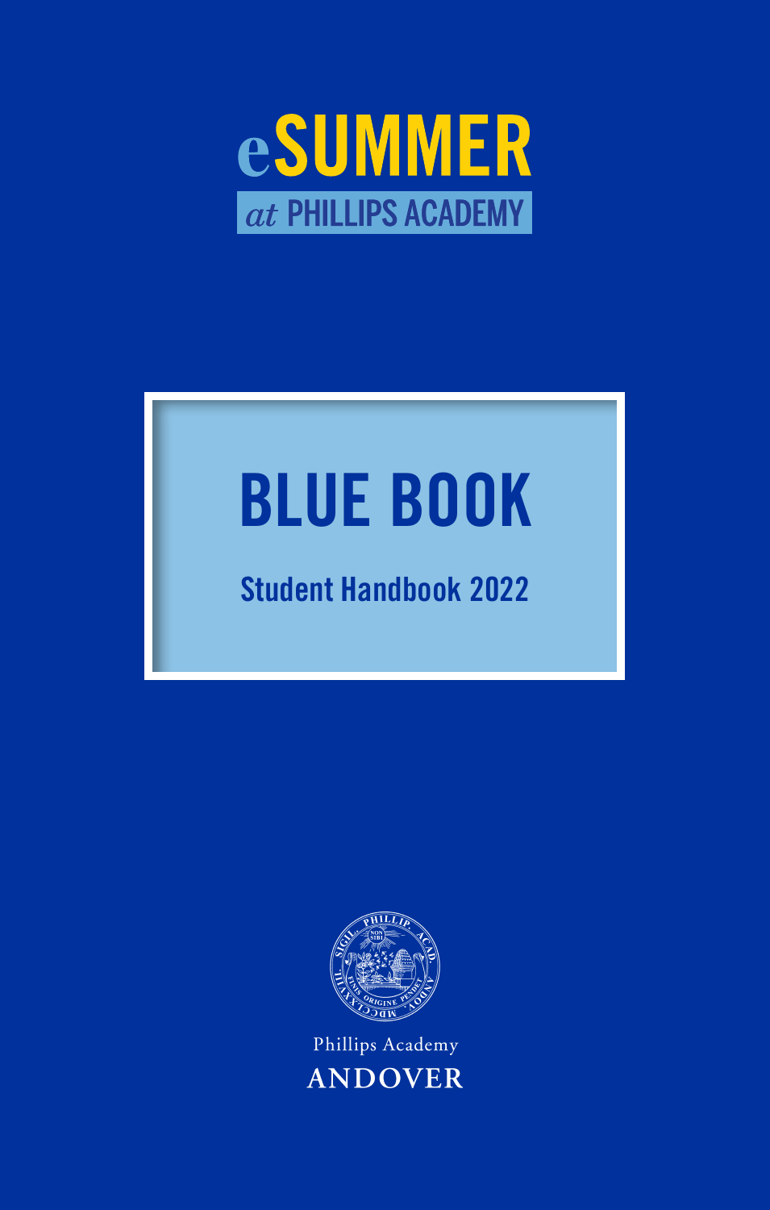# eSUMMER at PHILLIPS ACADEMY

# BLUE BOOK

## Student Handbook 2022

Phillips Academy

ANDOVER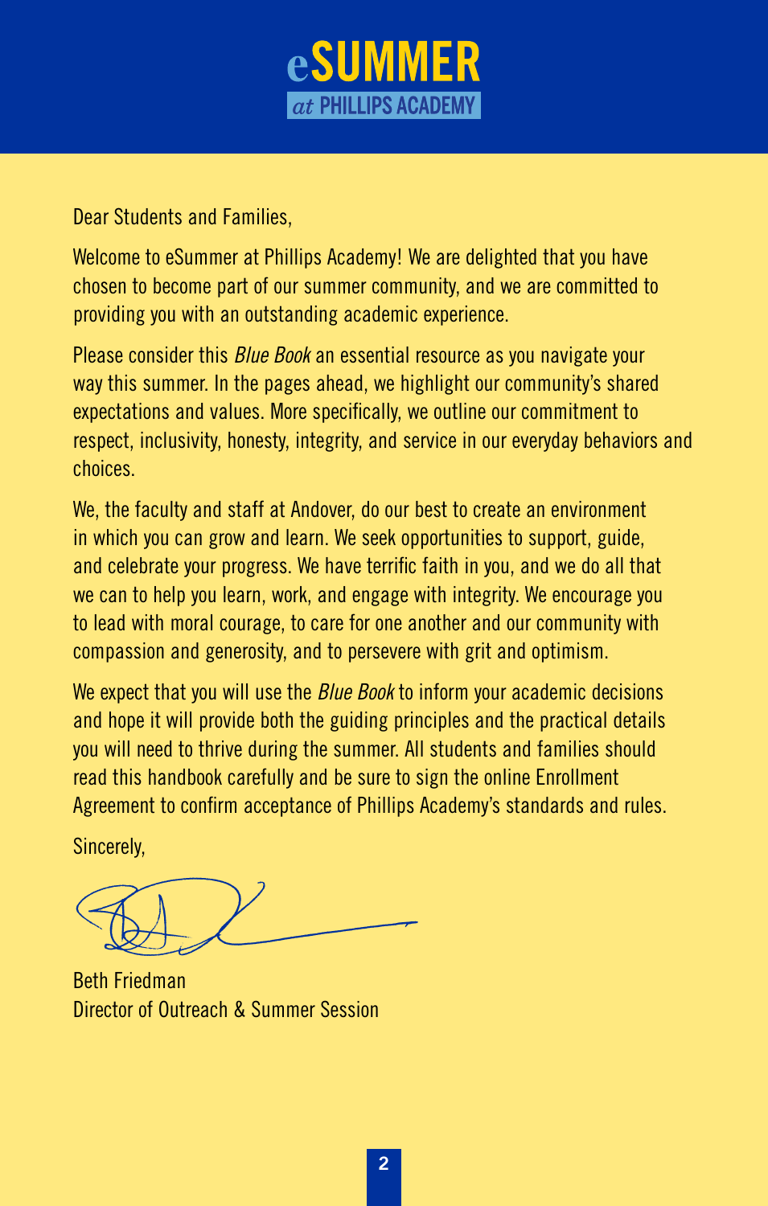# eSUMMER

## *at* PHILLIPS ACADEMY

Dear Students and Families,

Welcome to eSummer at Phillips Academy! We are delighted that you have chosen to become part of our summer community, and we are committed to providing you with an outstanding academic experience.

Please consider this *Blue Book* an essential resource as you navigate your way this summer. In the pages ahead, we highlight our community's shared expectations and values. More specifically, we outline our commitment to respect, inclusivity, honesty, integrity, and service in our everyday behaviors and choices.

We, the faculty and staff at Andover, do our best to create an environment in which you can grow and learn. We seek opportunities to support, guide, and celebrate your progress. We have terrific faith in you, and we do all that we can to help you learn, work, and engage with integrity. We encourage you to lead with moral courage, to care for one another and our community with compassion and generosity, and to persevere with grit and optimism.

We expect that you will use the *Blue Book* to inform your academic decisions and hope it will provide both the guiding principles and the practical details you will need to thrive during the summer. All students and families should read this handbook carefully and be sure to sign the online Enrollment Agreement to confirm acceptance of Phillips Academy's standards and rules.

Sincerely,

Beth Friedman
Director of Outreach & Summer Session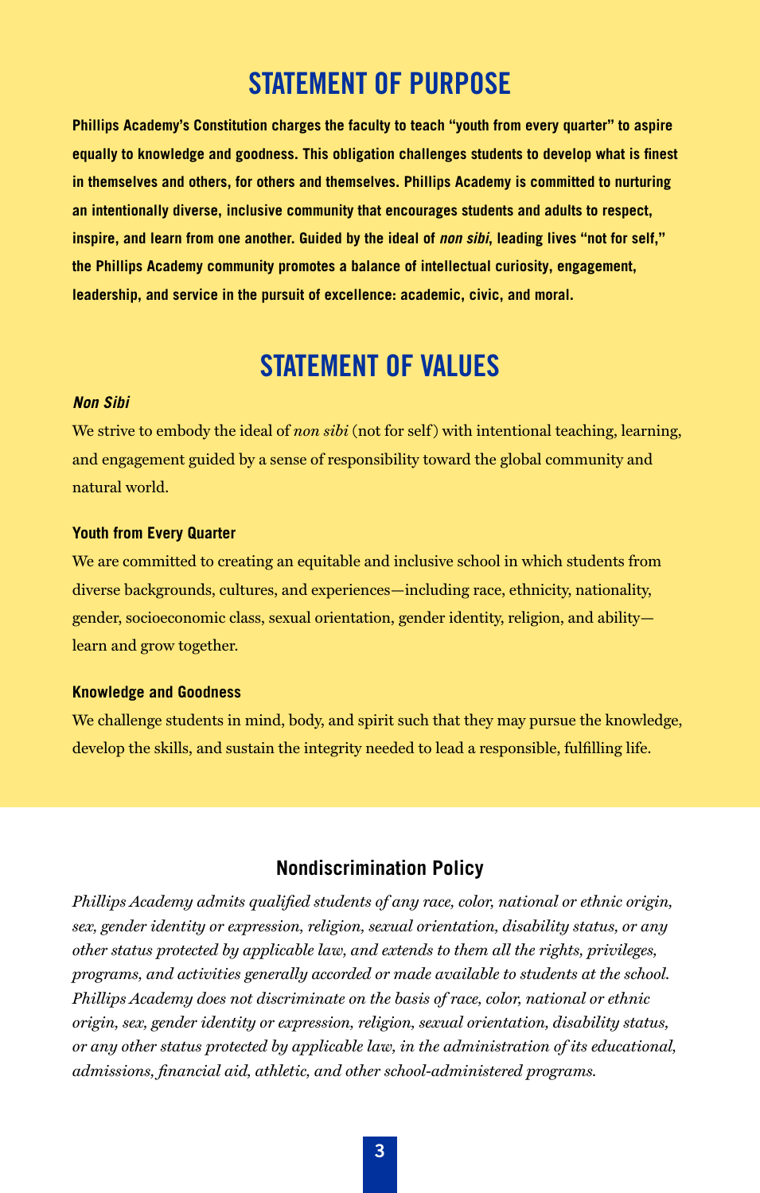# STATEMENT OF PURPOSE

**Phillips Academy's Constitution charges the faculty to teach "youth from every quarter" to aspire equally to knowledge and goodness. This obligation challenges students to develop what is finest in themselves and others, for others and themselves. Phillips Academy is committed to nurturing an intentionally diverse, inclusive community that encourages students and adults to respect, inspire, and learn from one another. Guided by the ideal of *non sibi*, leading lives "not for self," the Phillips Academy community promotes a balance of intellectual curiosity, engagement, leadership, and service in the pursuit of excellence: academic, civic, and moral.**

# STATEMENT OF VALUES

### *Non Sibi*

We strive to embody the ideal of *non sibi* (not for self) with intentional teaching, learning, and engagement guided by a sense of responsibility toward the global community and natural world.

### Youth from Every Quarter

We are committed to creating an equitable and inclusive school in which students from diverse backgrounds, cultures, and experiences—including race, ethnicity, nationality, gender, socioeconomic class, sexual orientation, gender identity, religion, and ability—learn and grow together.

### Knowledge and Goodness

We challenge students in mind, body, and spirit such that they may pursue the knowledge, develop the skills, and sustain the integrity needed to lead a responsible, fulfilling life.

## Nondiscrimination Policy

*Phillips Academy admits qualified students of any race, color, national or ethnic origin, sex, gender identity or expression, religion, sexual orientation, disability status, or any other status protected by applicable law, and extends to them all the rights, privileges, programs, and activities generally accorded or made available to students at the school. Phillips Academy does not discriminate on the basis of race, color, national or ethnic origin, sex, gender identity or expression, religion, sexual orientation, disability status, or any other status protected by applicable law, in the administration of its educational, admissions, financial aid, athletic, and other school-administered programs.*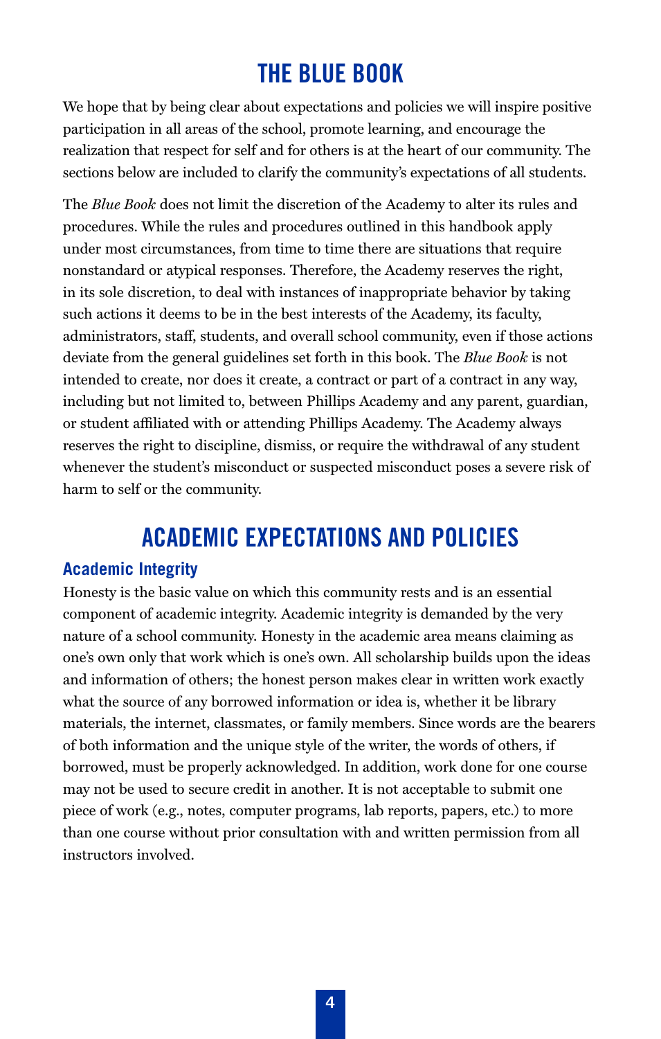# THE BLUE BOOK

We hope that by being clear about expectations and policies we will inspire positive participation in all areas of the school, promote learning, and encourage the realization that respect for self and for others is at the heart of our community. The sections below are included to clarify the community's expectations of all students.

The *Blue Book* does not limit the discretion of the Academy to alter its rules and procedures. While the rules and procedures outlined in this handbook apply under most circumstances, from time to time there are situations that require nonstandard or atypical responses. Therefore, the Academy reserves the right, in its sole discretion, to deal with instances of inappropriate behavior by taking such actions it deems to be in the best interests of the Academy, its faculty, administrators, staff, students, and overall school community, even if those actions deviate from the general guidelines set forth in this book. The *Blue Book* is not intended to create, nor does it create, a contract or part of a contract in any way, including but not limited to, between Phillips Academy and any parent, guardian, or student affiliated with or attending Phillips Academy. The Academy always reserves the right to discipline, dismiss, or require the withdrawal of any student whenever the student's misconduct or suspected misconduct poses a severe risk of harm to self or the community.

# ACADEMIC EXPECTATIONS AND POLICIES

## Academic Integrity

Honesty is the basic value on which this community rests and is an essential component of academic integrity. Academic integrity is demanded by the very nature of a school community. Honesty in the academic area means claiming as one's own only that work which is one's own. All scholarship builds upon the ideas and information of others; the honest person makes clear in written work exactly what the source of any borrowed information or idea is, whether it be library materials, the internet, classmates, or family members. Since words are the bearers of both information and the unique style of the writer, the words of others, if borrowed, must be properly acknowledged. In addition, work done for one course may not be used to secure credit in another. It is not acceptable to submit one piece of work (e.g., notes, computer programs, lab reports, papers, etc.) to more than one course without prior consultation with and written permission from all instructors involved.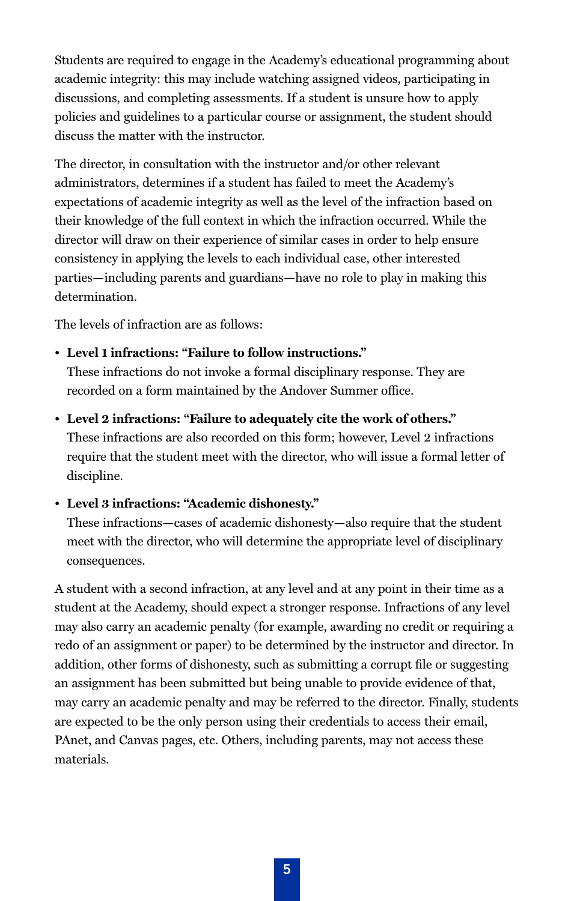Students are required to engage in the Academy's educational programming about academic integrity: this may include watching assigned videos, participating in discussions, and completing assessments. If a student is unsure how to apply policies and guidelines to a particular course or assignment, the student should discuss the matter with the instructor.

The director, in consultation with the instructor and/or other relevant administrators, determines if a student has failed to meet the Academy's expectations of academic integrity as well as the level of the infraction based on their knowledge of the full context in which the infraction occurred. While the director will draw on their experience of similar cases in order to help ensure consistency in applying the levels to each individual case, other interested parties—including parents and guardians—have no role to play in making this determination.

The levels of infraction are as follows:

- **Level 1 infractions: "Failure to follow instructions."**
  These infractions do not invoke a formal disciplinary response. They are recorded on a form maintained by the Andover Summer office.
- **Level 2 infractions: "Failure to adequately cite the work of others."**
  These infractions are also recorded on this form; however, Level 2 infractions require that the student meet with the director, who will issue a formal letter of discipline.
- **Level 3 infractions: "Academic dishonesty."**
  These infractions—cases of academic dishonesty—also require that the student meet with the director, who will determine the appropriate level of disciplinary consequences.

A student with a second infraction, at any level and at any point in their time as a student at the Academy, should expect a stronger response. Infractions of any level may also carry an academic penalty (for example, awarding no credit or requiring a redo of an assignment or paper) to be determined by the instructor and director. In addition, other forms of dishonesty, such as submitting a corrupt file or suggesting an assignment has been submitted but being unable to provide evidence of that, may carry an academic penalty and may be referred to the director. Finally, students are expected to be the only person using their credentials to access their email, PAnet, and Canvas pages, etc. Others, including parents, may not access these materials.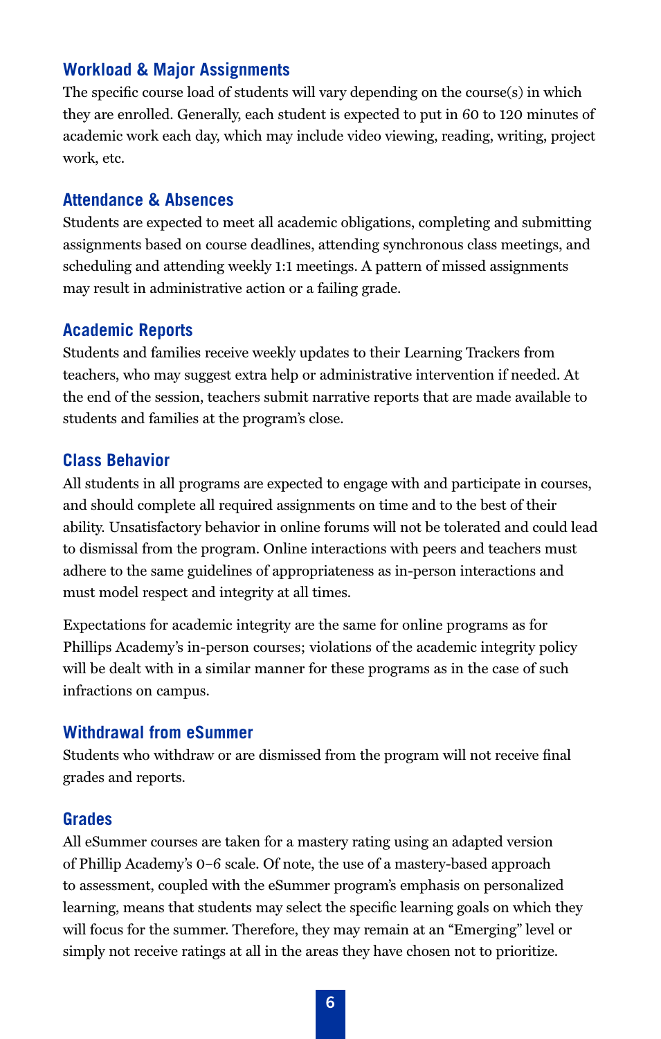## Workload & Major Assignments

The specific course load of students will vary depending on the course(s) in which they are enrolled. Generally, each student is expected to put in 60 to 120 minutes of academic work each day, which may include video viewing, reading, writing, project work, etc.

## Attendance & Absences

Students are expected to meet all academic obligations, completing and submitting assignments based on course deadlines, attending synchronous class meetings, and scheduling and attending weekly 1:1 meetings. A pattern of missed assignments may result in administrative action or a failing grade.

## Academic Reports

Students and families receive weekly updates to their Learning Trackers from teachers, who may suggest extra help or administrative intervention if needed. At the end of the session, teachers submit narrative reports that are made available to students and families at the program's close.

## Class Behavior

All students in all programs are expected to engage with and participate in courses, and should complete all required assignments on time and to the best of their ability. Unsatisfactory behavior in online forums will not be tolerated and could lead to dismissal from the program. Online interactions with peers and teachers must adhere to the same guidelines of appropriateness as in-person interactions and must model respect and integrity at all times.

Expectations for academic integrity are the same for online programs as for Phillips Academy's in-person courses; violations of the academic integrity policy will be dealt with in a similar manner for these programs as in the case of such infractions on campus.

## Withdrawal from eSummer

Students who withdraw or are dismissed from the program will not receive final grades and reports.

## Grades

All eSummer courses are taken for a mastery rating using an adapted version of Phillip Academy's 0–6 scale. Of note, the use of a mastery-based approach to assessment, coupled with the eSummer program's emphasis on personalized learning, means that students may select the specific learning goals on which they will focus for the summer. Therefore, they may remain at an "Emerging" level or simply not receive ratings at all in the areas they have chosen not to prioritize.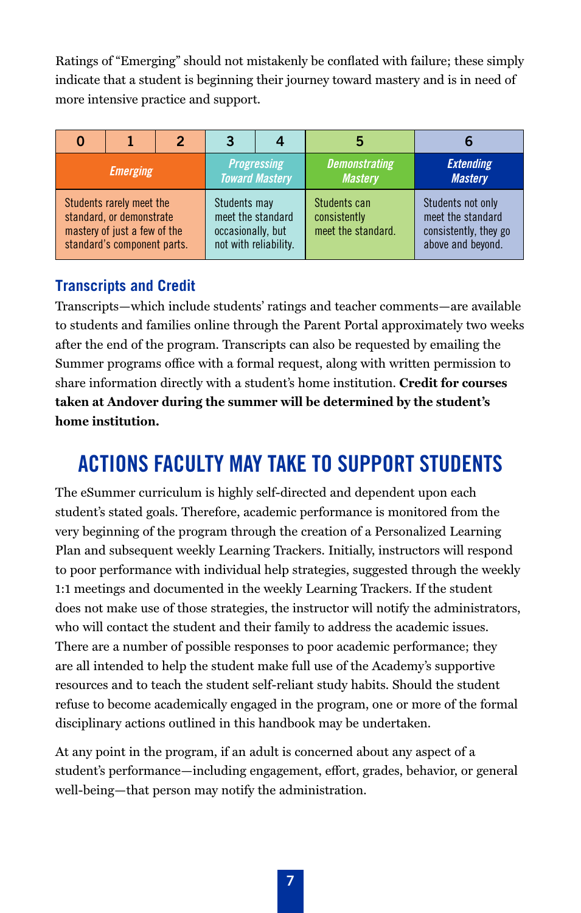Ratings of "Emerging" should not mistakenly be conflated with failure; these simply indicate that a student is beginning their journey toward mastery and is in need of more intensive practice and support.

| 0 | 1 | 2 | 3 | 4 | 5 | 6 |
|---|---|---|---|---|---|---|
| *Emerging* | | | *Progressing Toward Mastery* | | *Demonstrating Mastery* | *Extending Mastery* |
| Students rarely meet the standard, or demonstrate mastery of just a few of the standard's component parts. | | | Students may meet the standard occasionally, but not with reliability. | | Students can consistently meet the standard. | Students not only meet the standard consistently, they go above and beyond. |

### Transcripts and Credit

Transcripts—which include students' ratings and teacher comments—are available to students and families online through the Parent Portal approximately two weeks after the end of the program. Transcripts can also be requested by emailing the Summer programs office with a formal request, along with written permission to share information directly with a student's home institution. **Credit for courses taken at Andover during the summer will be determined by the student's home institution.**

## ACTIONS FACULTY MAY TAKE TO SUPPORT STUDENTS

The eSummer curriculum is highly self-directed and dependent upon each student's stated goals. Therefore, academic performance is monitored from the very beginning of the program through the creation of a Personalized Learning Plan and subsequent weekly Learning Trackers. Initially, instructors will respond to poor performance with individual help strategies, suggested through the weekly 1:1 meetings and documented in the weekly Learning Trackers. If the student does not make use of those strategies, the instructor will notify the administrators, who will contact the student and their family to address the academic issues. There are a number of possible responses to poor academic performance; they are all intended to help the student make full use of the Academy's supportive resources and to teach the student self-reliant study habits. Should the student refuse to become academically engaged in the program, one or more of the formal disciplinary actions outlined in this handbook may be undertaken.

At any point in the program, if an adult is concerned about any aspect of a student's performance—including engagement, effort, grades, behavior, or general well-being—that person may notify the administration.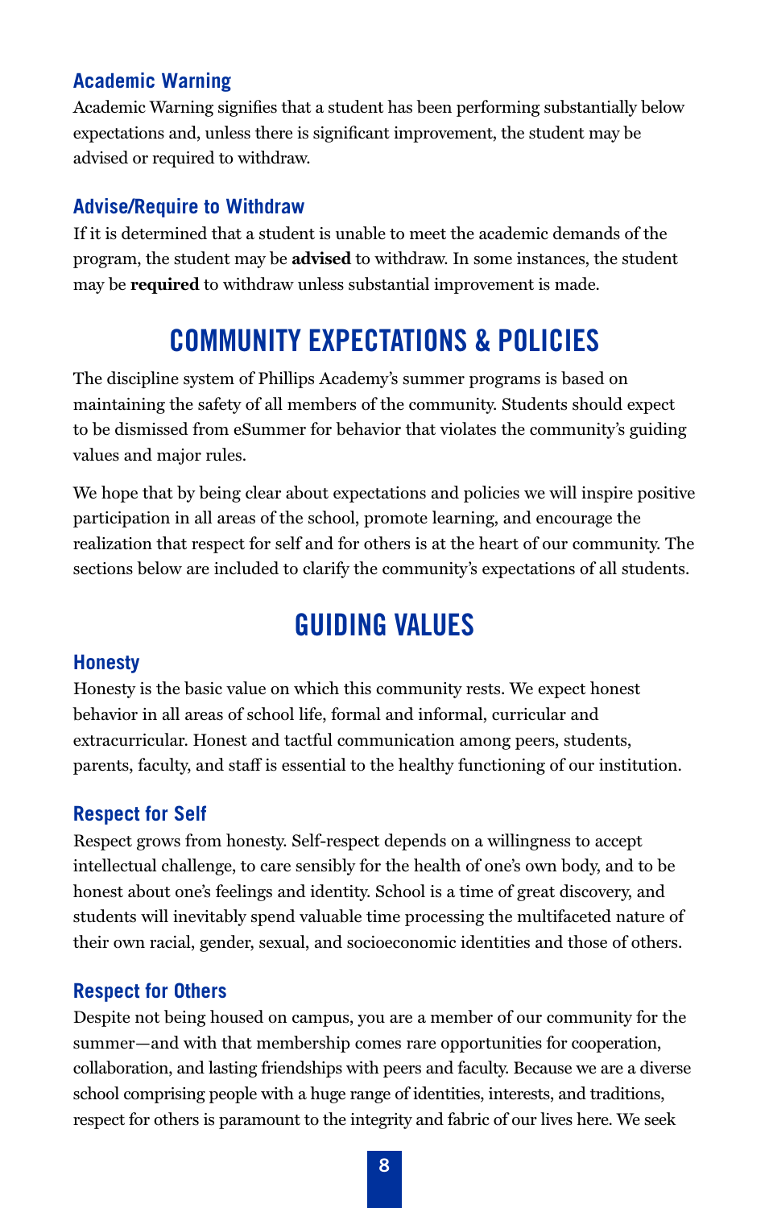### Academic Warning

Academic Warning signifies that a student has been performing substantially below expectations and, unless there is significant improvement, the student may be advised or required to withdraw.

### Advise/Require to Withdraw

If it is determined that a student is unable to meet the academic demands of the program, the student may be **advised** to withdraw. In some instances, the student may be **required** to withdraw unless substantial improvement is made.

## COMMUNITY EXPECTATIONS & POLICIES

The discipline system of Phillips Academy's summer programs is based on maintaining the safety of all members of the community. Students should expect to be dismissed from eSummer for behavior that violates the community's guiding values and major rules.

We hope that by being clear about expectations and policies we will inspire positive participation in all areas of the school, promote learning, and encourage the realization that respect for self and for others is at the heart of our community. The sections below are included to clarify the community's expectations of all students.

## GUIDING VALUES

### Honesty

Honesty is the basic value on which this community rests. We expect honest behavior in all areas of school life, formal and informal, curricular and extracurricular. Honest and tactful communication among peers, students, parents, faculty, and staff is essential to the healthy functioning of our institution.

### Respect for Self

Respect grows from honesty. Self-respect depends on a willingness to accept intellectual challenge, to care sensibly for the health of one's own body, and to be honest about one's feelings and identity. School is a time of great discovery, and students will inevitably spend valuable time processing the multifaceted nature of their own racial, gender, sexual, and socioeconomic identities and those of others.

### Respect for Others

Despite not being housed on campus, you are a member of our community for the summer—and with that membership comes rare opportunities for cooperation, collaboration, and lasting friendships with peers and faculty. Because we are a diverse school comprising people with a huge range of identities, interests, and traditions, respect for others is paramount to the integrity and fabric of our lives here. We seek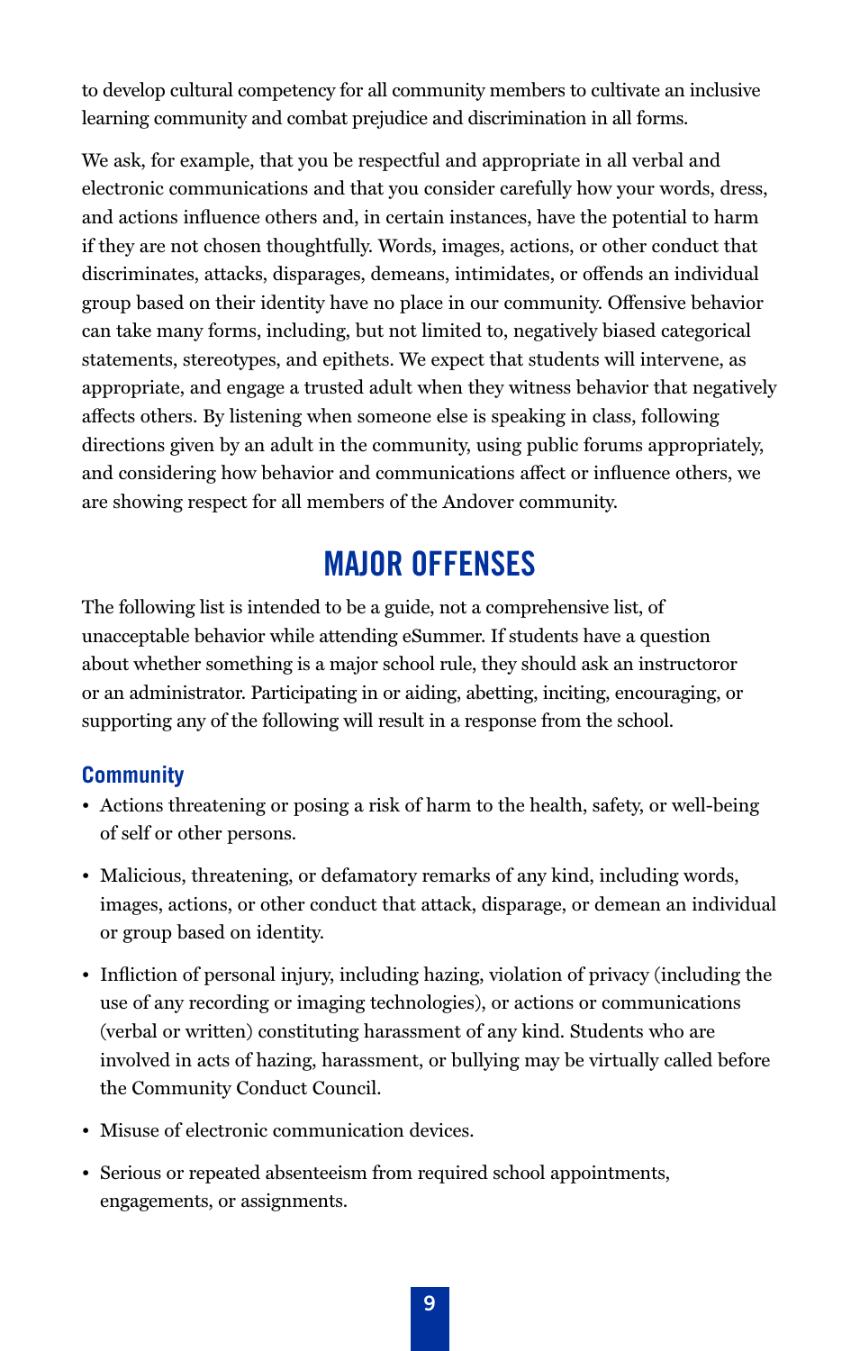to develop cultural competency for all community members to cultivate an inclusive learning community and combat prejudice and discrimination in all forms.

We ask, for example, that you be respectful and appropriate in all verbal and electronic communications and that you consider carefully how your words, dress, and actions influence others and, in certain instances, have the potential to harm if they are not chosen thoughtfully. Words, images, actions, or other conduct that discriminates, attacks, disparages, demeans, intimidates, or offends an individual group based on their identity have no place in our community. Offensive behavior can take many forms, including, but not limited to, negatively biased categorical statements, stereotypes, and epithets. We expect that students will intervene, as appropriate, and engage a trusted adult when they witness behavior that negatively affects others. By listening when someone else is speaking in class, following directions given by an adult in the community, using public forums appropriately, and considering how behavior and communications affect or influence others, we are showing respect for all members of the Andover community.

# MAJOR OFFENSES

The following list is intended to be a guide, not a comprehensive list, of unacceptable behavior while attending eSummer. If students have a question about whether something is a major school rule, they should ask an instructoror or an administrator. Participating in or aiding, abetting, inciting, encouraging, or supporting any of the following will result in a response from the school.

## Community

- Actions threatening or posing a risk of harm to the health, safety, or well-being of self or other persons.
- Malicious, threatening, or defamatory remarks of any kind, including words, images, actions, or other conduct that attack, disparage, or demean an individual or group based on identity.
- Infliction of personal injury, including hazing, violation of privacy (including the use of any recording or imaging technologies), or actions or communications (verbal or written) constituting harassment of any kind. Students who are involved in acts of hazing, harassment, or bullying may be virtually called before the Community Conduct Council.
- Misuse of electronic communication devices.
- Serious or repeated absenteeism from required school appointments, engagements, or assignments.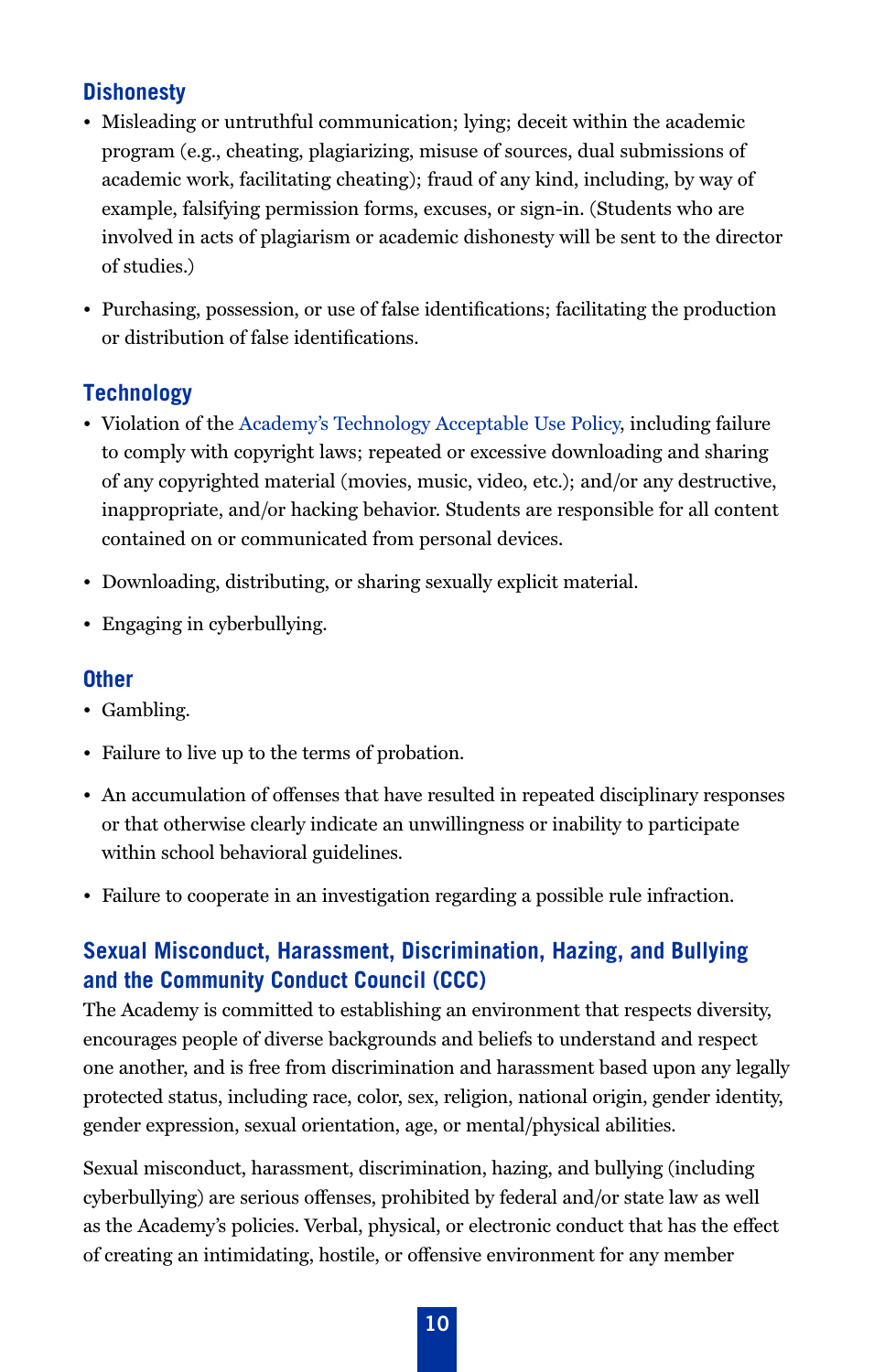### Dishonesty

- Misleading or untruthful communication; lying; deceit within the academic program (e.g., cheating, plagiarizing, misuse of sources, dual submissions of academic work, facilitating cheating); fraud of any kind, including, by way of example, falsifying permission forms, excuses, or sign-in. (Students who are involved in acts of plagiarism or academic dishonesty will be sent to the director of studies.)
- Purchasing, possession, or use of false identifications; facilitating the production or distribution of false identifications.

### Technology

- Violation of the Academy's Technology Acceptable Use Policy, including failure to comply with copyright laws; repeated or excessive downloading and sharing of any copyrighted material (movies, music, video, etc.); and/or any destructive, inappropriate, and/or hacking behavior. Students are responsible for all content contained on or communicated from personal devices.
- Downloading, distributing, or sharing sexually explicit material.
- Engaging in cyberbullying.

### Other

- Gambling.
- Failure to live up to the terms of probation.
- An accumulation of offenses that have resulted in repeated disciplinary responses or that otherwise clearly indicate an unwillingness or inability to participate within school behavioral guidelines.
- Failure to cooperate in an investigation regarding a possible rule infraction.

### Sexual Misconduct, Harassment, Discrimination, Hazing, and Bullying and the Community Conduct Council (CCC)

The Academy is committed to establishing an environment that respects diversity, encourages people of diverse backgrounds and beliefs to understand and respect one another, and is free from discrimination and harassment based upon any legally protected status, including race, color, sex, religion, national origin, gender identity, gender expression, sexual orientation, age, or mental/physical abilities.

Sexual misconduct, harassment, discrimination, hazing, and bullying (including cyberbullying) are serious offenses, prohibited by federal and/or state law as well as the Academy's policies. Verbal, physical, or electronic conduct that has the effect of creating an intimidating, hostile, or offensive environment for any member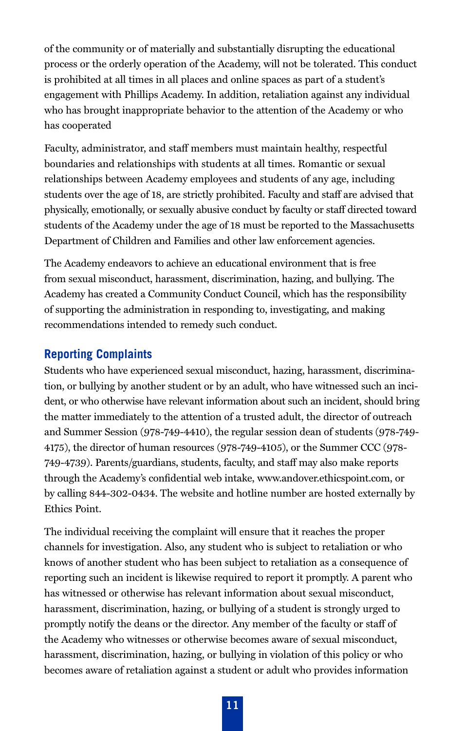of the community or of materially and substantially disrupting the educational process or the orderly operation of the Academy, will not be tolerated. This conduct is prohibited at all times in all places and online spaces as part of a student's engagement with Phillips Academy. In addition, retaliation against any individual who has brought inappropriate behavior to the attention of the Academy or who has cooperated

Faculty, administrator, and staff members must maintain healthy, respectful boundaries and relationships with students at all times. Romantic or sexual relationships between Academy employees and students of any age, including students over the age of 18, are strictly prohibited. Faculty and staff are advised that physically, emotionally, or sexually abusive conduct by faculty or staff directed toward students of the Academy under the age of 18 must be reported to the Massachusetts Department of Children and Families and other law enforcement agencies.

The Academy endeavors to achieve an educational environment that is free from sexual misconduct, harassment, discrimination, hazing, and bullying. The Academy has created a Community Conduct Council, which has the responsibility of supporting the administration in responding to, investigating, and making recommendations intended to remedy such conduct.

## Reporting Complaints

Students who have experienced sexual misconduct, hazing, harassment, discrimination, or bullying by another student or by an adult, who have witnessed such an incident, or who otherwise have relevant information about such an incident, should bring the matter immediately to the attention of a trusted adult, the director of outreach and Summer Session (978-749-4410), the regular session dean of students (978-749-4175), the director of human resources (978-749-4105), or the Summer CCC (978-749-4739). Parents/guardians, students, faculty, and staff may also make reports through the Academy's confidential web intake, www.andover.ethicspoint.com, or by calling 844-302-0434. The website and hotline number are hosted externally by Ethics Point.

The individual receiving the complaint will ensure that it reaches the proper channels for investigation. Also, any student who is subject to retaliation or who knows of another student who has been subject to retaliation as a consequence of reporting such an incident is likewise required to report it promptly. A parent who has witnessed or otherwise has relevant information about sexual misconduct, harassment, discrimination, hazing, or bullying of a student is strongly urged to promptly notify the deans or the director. Any member of the faculty or staff of the Academy who witnesses or otherwise becomes aware of sexual misconduct, harassment, discrimination, hazing, or bullying in violation of this policy or who becomes aware of retaliation against a student or adult who provides information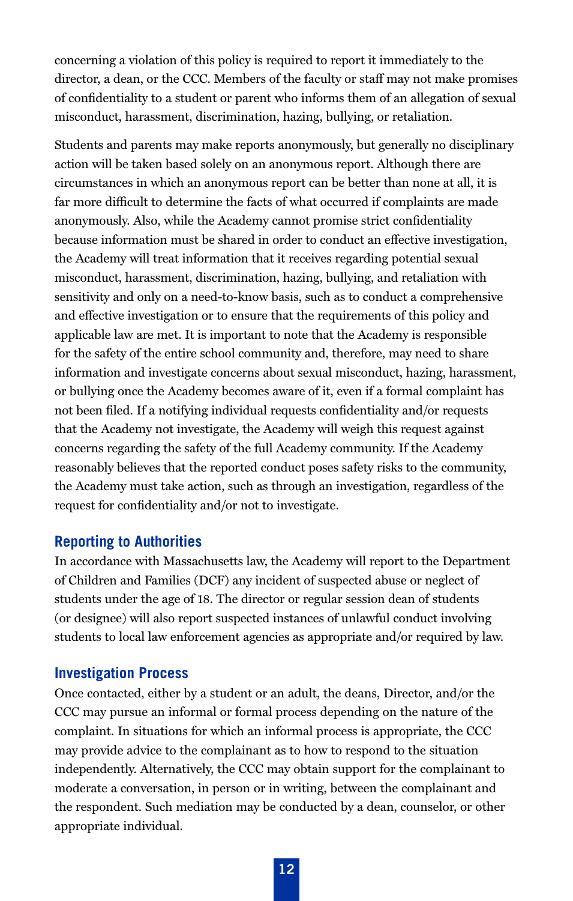concerning a violation of this policy is required to report it immediately to the director, a dean, or the CCC. Members of the faculty or staff may not make promises of confidentiality to a student or parent who informs them of an allegation of sexual misconduct, harassment, discrimination, hazing, bullying, or retaliation.

Students and parents may make reports anonymously, but generally no disciplinary action will be taken based solely on an anonymous report. Although there are circumstances in which an anonymous report can be better than none at all, it is far more difficult to determine the facts of what occurred if complaints are made anonymously. Also, while the Academy cannot promise strict confidentiality because information must be shared in order to conduct an effective investigation, the Academy will treat information that it receives regarding potential sexual misconduct, harassment, discrimination, hazing, bullying, and retaliation with sensitivity and only on a need-to-know basis, such as to conduct a comprehensive and effective investigation or to ensure that the requirements of this policy and applicable law are met. It is important to note that the Academy is responsible for the safety of the entire school community and, therefore, may need to share information and investigate concerns about sexual misconduct, hazing, harassment, or bullying once the Academy becomes aware of it, even if a formal complaint has not been filed. If a notifying individual requests confidentiality and/or requests that the Academy not investigate, the Academy will weigh this request against concerns regarding the safety of the full Academy community. If the Academy reasonably believes that the reported conduct poses safety risks to the community, the Academy must take action, such as through an investigation, regardless of the request for confidentiality and/or not to investigate.

## Reporting to Authorities

In accordance with Massachusetts law, the Academy will report to the Department of Children and Families (DCF) any incident of suspected abuse or neglect of students under the age of 18. The director or regular session dean of students (or designee) will also report suspected instances of unlawful conduct involving students to local law enforcement agencies as appropriate and/or required by law.

## Investigation Process

Once contacted, either by a student or an adult, the deans, Director, and/or the CCC may pursue an informal or formal process depending on the nature of the complaint. In situations for which an informal process is appropriate, the CCC may provide advice to the complainant as to how to respond to the situation independently. Alternatively, the CCC may obtain support for the complainant to moderate a conversation, in person or in writing, between the complainant and the respondent. Such mediation may be conducted by a dean, counselor, or other appropriate individual.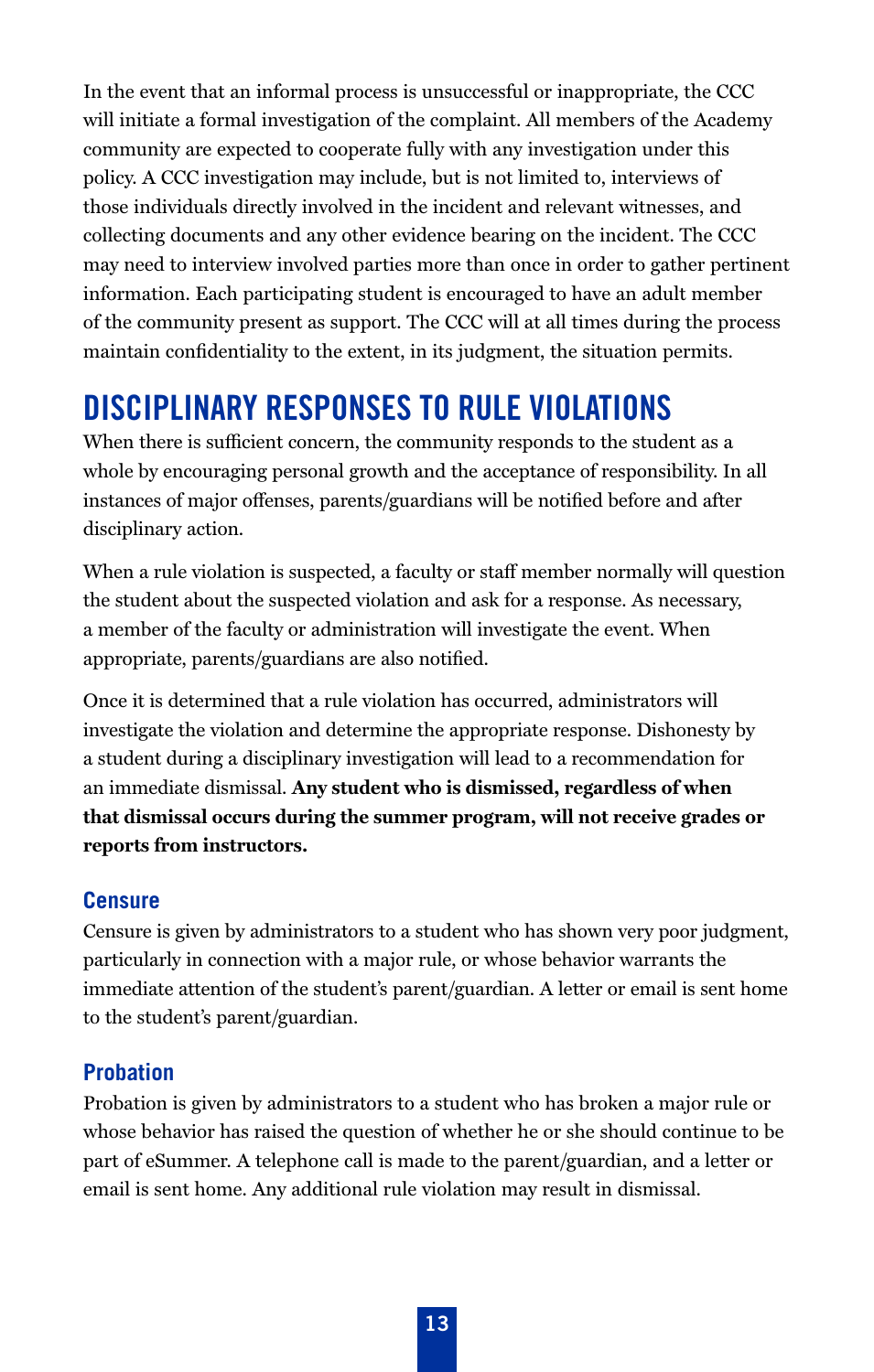In the event that an informal process is unsuccessful or inappropriate, the CCC will initiate a formal investigation of the complaint. All members of the Academy community are expected to cooperate fully with any investigation under this policy. A CCC investigation may include, but is not limited to, interviews of those individuals directly involved in the incident and relevant witnesses, and collecting documents and any other evidence bearing on the incident. The CCC may need to interview involved parties more than once in order to gather pertinent information. Each participating student is encouraged to have an adult member of the community present as support. The CCC will at all times during the process maintain confidentiality to the extent, in its judgment, the situation permits.

## DISCIPLINARY RESPONSES TO RULE VIOLATIONS

When there is sufficient concern, the community responds to the student as a whole by encouraging personal growth and the acceptance of responsibility. In all instances of major offenses, parents/guardians will be notified before and after disciplinary action.

When a rule violation is suspected, a faculty or staff member normally will question the student about the suspected violation and ask for a response. As necessary, a member of the faculty or administration will investigate the event. When appropriate, parents/guardians are also notified.

Once it is determined that a rule violation has occurred, administrators will investigate the violation and determine the appropriate response. Dishonesty by a student during a disciplinary investigation will lead to a recommendation for an immediate dismissal. **Any student who is dismissed, regardless of when that dismissal occurs during the summer program, will not receive grades or reports from instructors.**

### Censure

Censure is given by administrators to a student who has shown very poor judgment, particularly in connection with a major rule, or whose behavior warrants the immediate attention of the student's parent/guardian. A letter or email is sent home to the student's parent/guardian.

### Probation

Probation is given by administrators to a student who has broken a major rule or whose behavior has raised the question of whether he or she should continue to be part of eSummer. A telephone call is made to the parent/guardian, and a letter or email is sent home. Any additional rule violation may result in dismissal.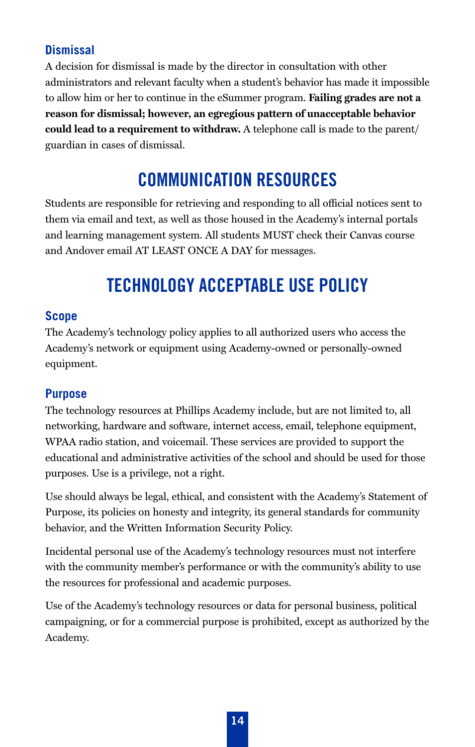### Dismissal

A decision for dismissal is made by the director in consultation with other administrators and relevant faculty when a student's behavior has made it impossible to allow him or her to continue in the eSummer program. **Failing grades are not a reason for dismissal; however, an egregious pattern of unacceptable behavior could lead to a requirement to withdraw.** A telephone call is made to the parent/guardian in cases of dismissal.

## COMMUNICATION RESOURCES

Students are responsible for retrieving and responding to all official notices sent to them via email and text, as well as those housed in the Academy's internal portals and learning management system. All students MUST check their Canvas course and Andover email AT LEAST ONCE A DAY for messages.

## TECHNOLOGY ACCEPTABLE USE POLICY

### Scope

The Academy's technology policy applies to all authorized users who access the Academy's network or equipment using Academy-owned or personally-owned equipment.

### Purpose

The technology resources at Phillips Academy include, but are not limited to, all networking, hardware and software, internet access, email, telephone equipment, WPAA radio station, and voicemail. These services are provided to support the educational and administrative activities of the school and should be used for those purposes. Use is a privilege, not a right.

Use should always be legal, ethical, and consistent with the Academy's Statement of Purpose, its policies on honesty and integrity, its general standards for community behavior, and the Written Information Security Policy.

Incidental personal use of the Academy's technology resources must not interfere with the community member's performance or with the community's ability to use the resources for professional and academic purposes.

Use of the Academy's technology resources or data for personal business, political campaigning, or for a commercial purpose is prohibited, except as authorized by the Academy.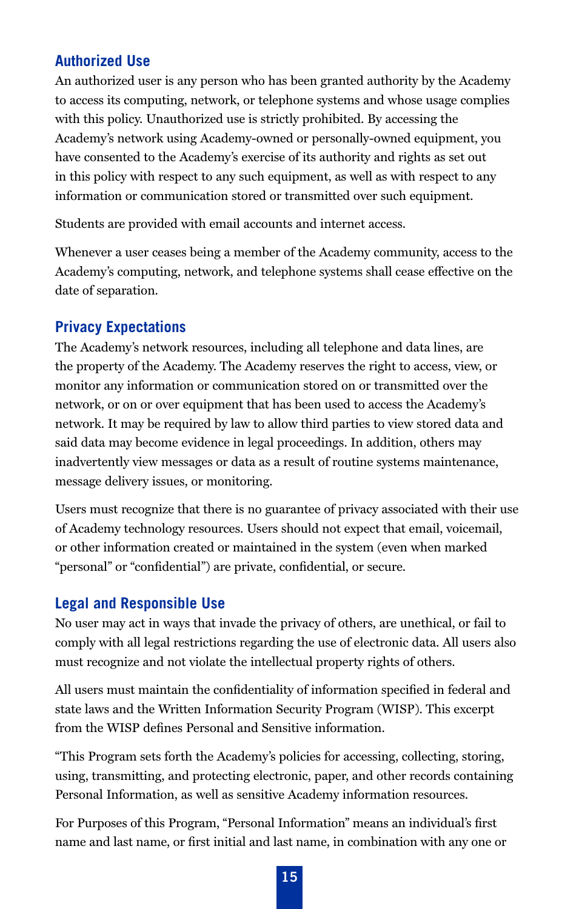## Authorized Use

An authorized user is any person who has been granted authority by the Academy to access its computing, network, or telephone systems and whose usage complies with this policy. Unauthorized use is strictly prohibited. By accessing the Academy's network using Academy-owned or personally-owned equipment, you have consented to the Academy's exercise of its authority and rights as set out in this policy with respect to any such equipment, as well as with respect to any information or communication stored or transmitted over such equipment.

Students are provided with email accounts and internet access.

Whenever a user ceases being a member of the Academy community, access to the Academy's computing, network, and telephone systems shall cease effective on the date of separation.

## Privacy Expectations

The Academy's network resources, including all telephone and data lines, are the property of the Academy. The Academy reserves the right to access, view, or monitor any information or communication stored on or transmitted over the network, or on or over equipment that has been used to access the Academy's network. It may be required by law to allow third parties to view stored data and said data may become evidence in legal proceedings. In addition, others may inadvertently view messages or data as a result of routine systems maintenance, message delivery issues, or monitoring.

Users must recognize that there is no guarantee of privacy associated with their use of Academy technology resources. Users should not expect that email, voicemail, or other information created or maintained in the system (even when marked "personal" or "confidential") are private, confidential, or secure.

## Legal and Responsible Use

No user may act in ways that invade the privacy of others, are unethical, or fail to comply with all legal restrictions regarding the use of electronic data. All users also must recognize and not violate the intellectual property rights of others.

All users must maintain the confidentiality of information specified in federal and state laws and the Written Information Security Program (WISP). This excerpt from the WISP defines Personal and Sensitive information.

"This Program sets forth the Academy's policies for accessing, collecting, storing, using, transmitting, and protecting electronic, paper, and other records containing Personal Information, as well as sensitive Academy information resources.

For Purposes of this Program, "Personal Information" means an individual's first name and last name, or first initial and last name, in combination with any one or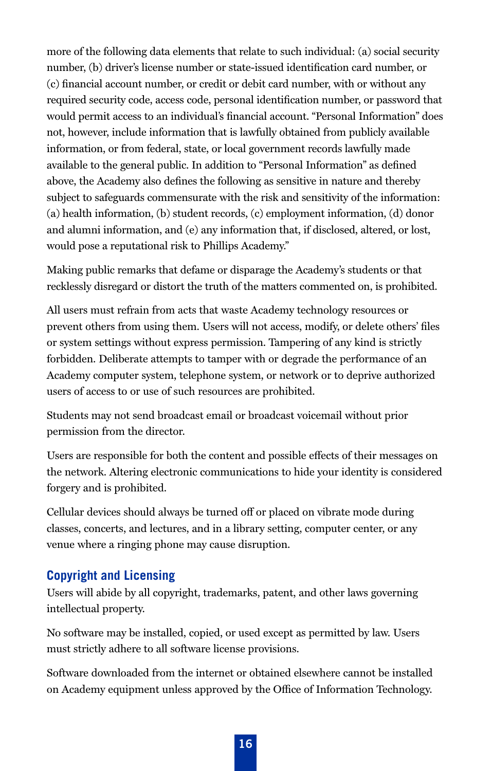more of the following data elements that relate to such individual: (a) social security number, (b) driver's license number or state-issued identification card number, or (c) financial account number, or credit or debit card number, with or without any required security code, access code, personal identification number, or password that would permit access to an individual's financial account. "Personal Information" does not, however, include information that is lawfully obtained from publicly available information, or from federal, state, or local government records lawfully made available to the general public. In addition to "Personal Information" as defined above, the Academy also defines the following as sensitive in nature and thereby subject to safeguards commensurate with the risk and sensitivity of the information: (a) health information, (b) student records, (c) employment information, (d) donor and alumni information, and (e) any information that, if disclosed, altered, or lost, would pose a reputational risk to Phillips Academy."

Making public remarks that defame or disparage the Academy's students or that recklessly disregard or distort the truth of the matters commented on, is prohibited.

All users must refrain from acts that waste Academy technology resources or prevent others from using them. Users will not access, modify, or delete others' files or system settings without express permission. Tampering of any kind is strictly forbidden. Deliberate attempts to tamper with or degrade the performance of an Academy computer system, telephone system, or network or to deprive authorized users of access to or use of such resources are prohibited.

Students may not send broadcast email or broadcast voicemail without prior permission from the director.

Users are responsible for both the content and possible effects of their messages on the network. Altering electronic communications to hide your identity is considered forgery and is prohibited.

Cellular devices should always be turned off or placed on vibrate mode during classes, concerts, and lectures, and in a library setting, computer center, or any venue where a ringing phone may cause disruption.

## Copyright and Licensing

Users will abide by all copyright, trademarks, patent, and other laws governing intellectual property.

No software may be installed, copied, or used except as permitted by law. Users must strictly adhere to all software license provisions.

Software downloaded from the internet or obtained elsewhere cannot be installed on Academy equipment unless approved by the Office of Information Technology.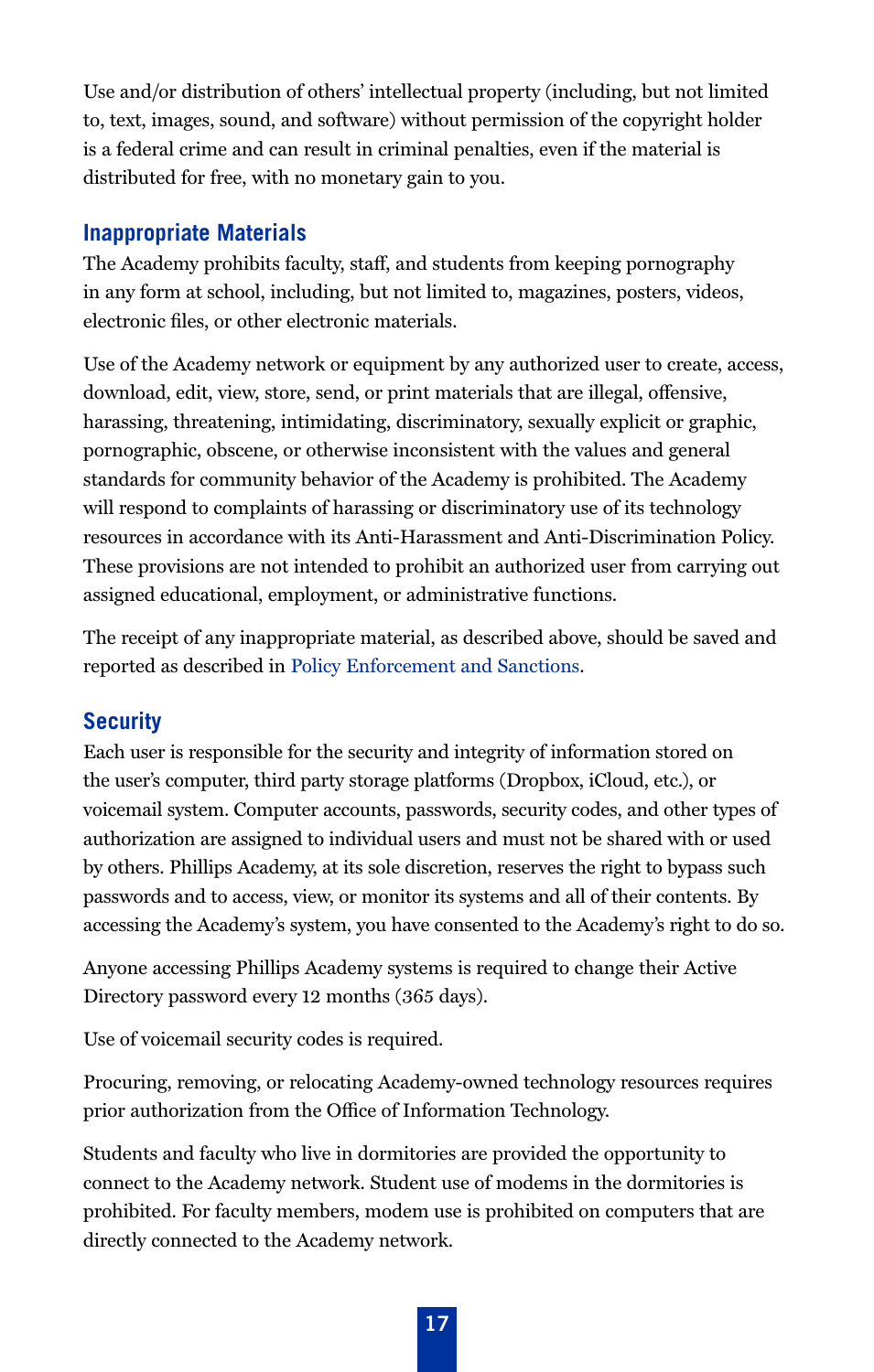Use and/or distribution of others' intellectual property (including, but not limited to, text, images, sound, and software) without permission of the copyright holder is a federal crime and can result in criminal penalties, even if the material is distributed for free, with no monetary gain to you.

## Inappropriate Materials

The Academy prohibits faculty, staff, and students from keeping pornography in any form at school, including, but not limited to, magazines, posters, videos, electronic files, or other electronic materials.

Use of the Academy network or equipment by any authorized user to create, access, download, edit, view, store, send, or print materials that are illegal, offensive, harassing, threatening, intimidating, discriminatory, sexually explicit or graphic, pornographic, obscene, or otherwise inconsistent with the values and general standards for community behavior of the Academy is prohibited. The Academy will respond to complaints of harassing or discriminatory use of its technology resources in accordance with its Anti-Harassment and Anti-Discrimination Policy. These provisions are not intended to prohibit an authorized user from carrying out assigned educational, employment, or administrative functions.

The receipt of any inappropriate material, as described above, should be saved and reported as described in Policy Enforcement and Sanctions.

## Security

Each user is responsible for the security and integrity of information stored on the user's computer, third party storage platforms (Dropbox, iCloud, etc.), or voicemail system. Computer accounts, passwords, security codes, and other types of authorization are assigned to individual users and must not be shared with or used by others. Phillips Academy, at its sole discretion, reserves the right to bypass such passwords and to access, view, or monitor its systems and all of their contents. By accessing the Academy's system, you have consented to the Academy's right to do so.

Anyone accessing Phillips Academy systems is required to change their Active Directory password every 12 months (365 days).

Use of voicemail security codes is required.

Procuring, removing, or relocating Academy-owned technology resources requires prior authorization from the Office of Information Technology.

Students and faculty who live in dormitories are provided the opportunity to connect to the Academy network. Student use of modems in the dormitories is prohibited. For faculty members, modem use is prohibited on computers that are directly connected to the Academy network.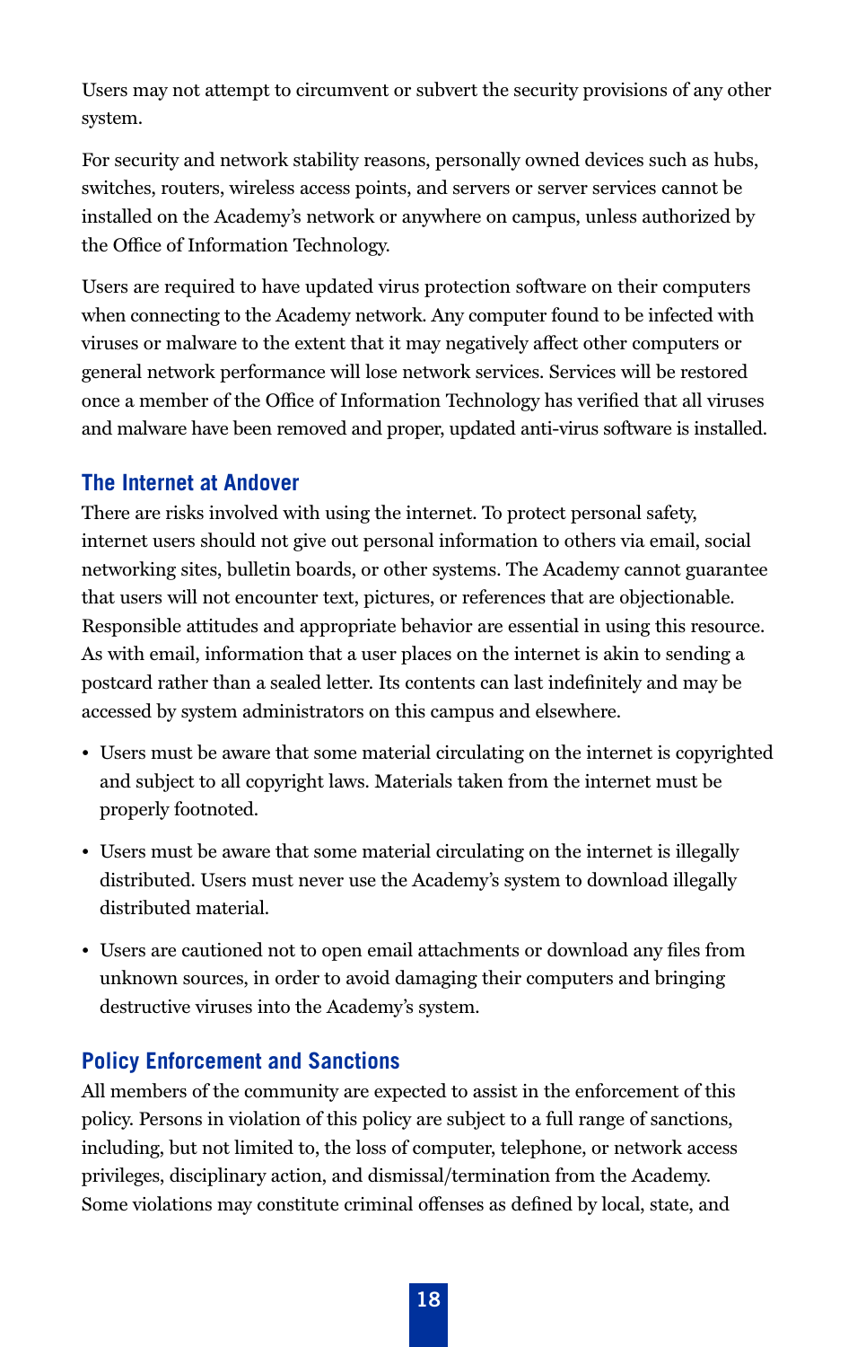Users may not attempt to circumvent or subvert the security provisions of any other system.

For security and network stability reasons, personally owned devices such as hubs, switches, routers, wireless access points, and servers or server services cannot be installed on the Academy's network or anywhere on campus, unless authorized by the Office of Information Technology.

Users are required to have updated virus protection software on their computers when connecting to the Academy network. Any computer found to be infected with viruses or malware to the extent that it may negatively affect other computers or general network performance will lose network services. Services will be restored once a member of the Office of Information Technology has verified that all viruses and malware have been removed and proper, updated anti-virus software is installed.

## The Internet at Andover

There are risks involved with using the internet. To protect personal safety, internet users should not give out personal information to others via email, social networking sites, bulletin boards, or other systems. The Academy cannot guarantee that users will not encounter text, pictures, or references that are objectionable. Responsible attitudes and appropriate behavior are essential in using this resource. As with email, information that a user places on the internet is akin to sending a postcard rather than a sealed letter. Its contents can last indefinitely and may be accessed by system administrators on this campus and elsewhere.

- Users must be aware that some material circulating on the internet is copyrighted and subject to all copyright laws. Materials taken from the internet must be properly footnoted.
- Users must be aware that some material circulating on the internet is illegally distributed. Users must never use the Academy's system to download illegally distributed material.
- Users are cautioned not to open email attachments or download any files from unknown sources, in order to avoid damaging their computers and bringing destructive viruses into the Academy's system.

## Policy Enforcement and Sanctions

All members of the community are expected to assist in the enforcement of this policy. Persons in violation of this policy are subject to a full range of sanctions, including, but not limited to, the loss of computer, telephone, or network access privileges, disciplinary action, and dismissal/termination from the Academy. Some violations may constitute criminal offenses as defined by local, state, and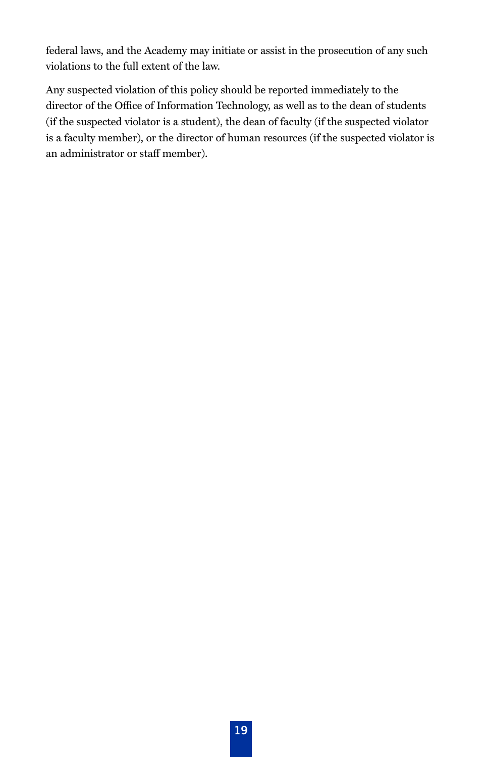federal laws, and the Academy may initiate or assist in the prosecution of any such violations to the full extent of the law.

Any suspected violation of this policy should be reported immediately to the director of the Office of Information Technology, as well as to the dean of students (if the suspected violator is a student), the dean of faculty (if the suspected violator is a faculty member), or the director of human resources (if the suspected violator is an administrator or staff member).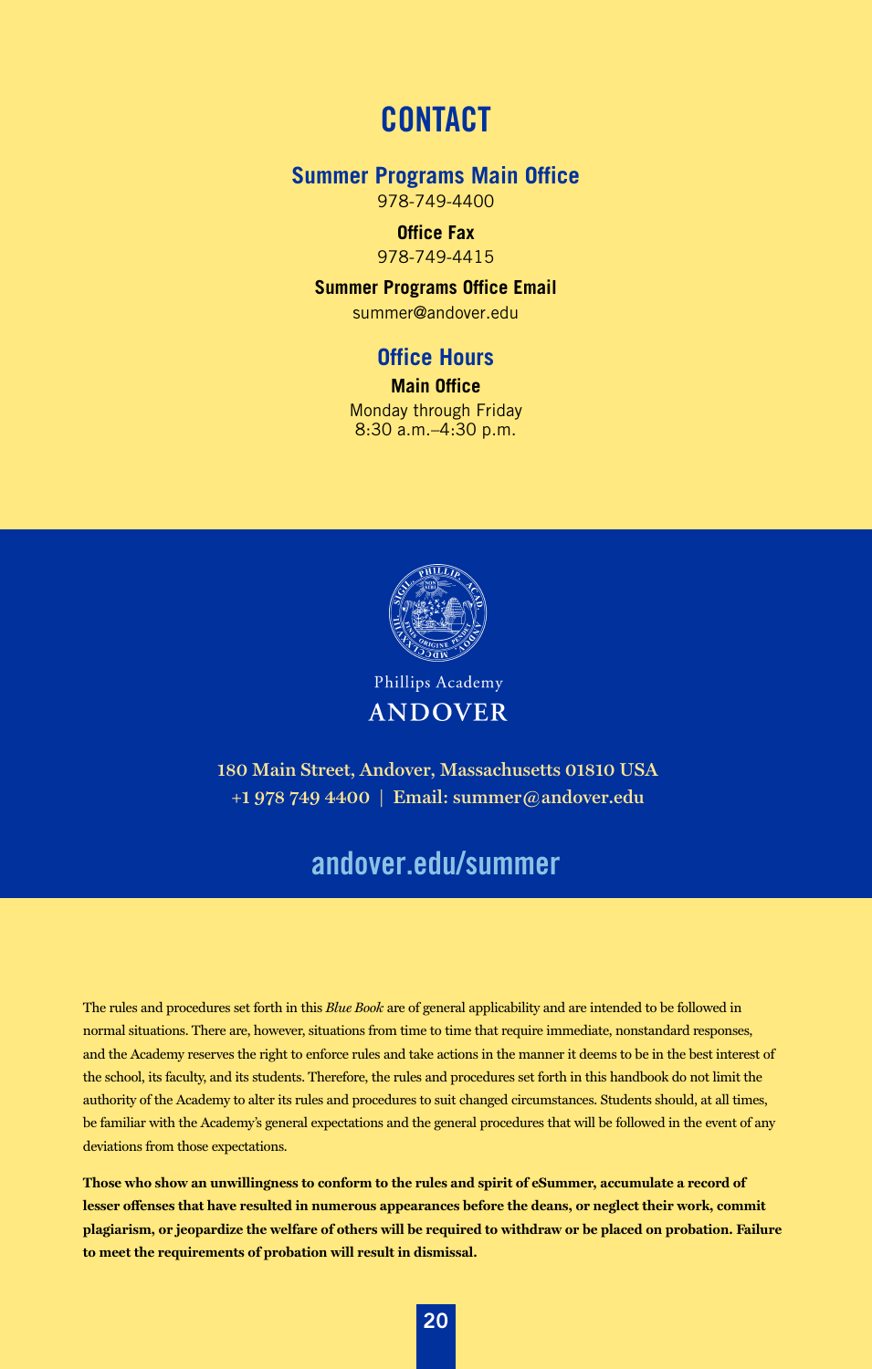# CONTACT

## Summer Programs Main Office

978-749-4400

**Office Fax**

978-749-4415

**Summer Programs Office Email**

summer@andover.edu

## Office Hours

**Main Office**

Monday through Friday
8:30 a.m.–4:30 p.m.

Phillips Academy

ANDOVER

180 Main Street, Andover, Massachusetts 01810 USA
+1 978 749 4400 | Email: summer@andover.edu

**andover.edu/summer**

The rules and procedures set forth in this *Blue Book* are of general applicability and are intended to be followed in normal situations. There are, however, situations from time to time that require immediate, nonstandard responses, and the Academy reserves the right to enforce rules and take actions in the manner it deems to be in the best interest of the school, its faculty, and its students. Therefore, the rules and procedures set forth in this handbook do not limit the authority of the Academy to alter its rules and procedures to suit changed circumstances. Students should, at all times, be familiar with the Academy's general expectations and the general procedures that will be followed in the event of any deviations from those expectations.

**Those who show an unwillingness to conform to the rules and spirit of eSummer, accumulate a record of lesser offenses that have resulted in numerous appearances before the deans, or neglect their work, commit plagiarism, or jeopardize the welfare of others will be required to withdraw or be placed on probation. Failure to meet the requirements of probation will result in dismissal.**